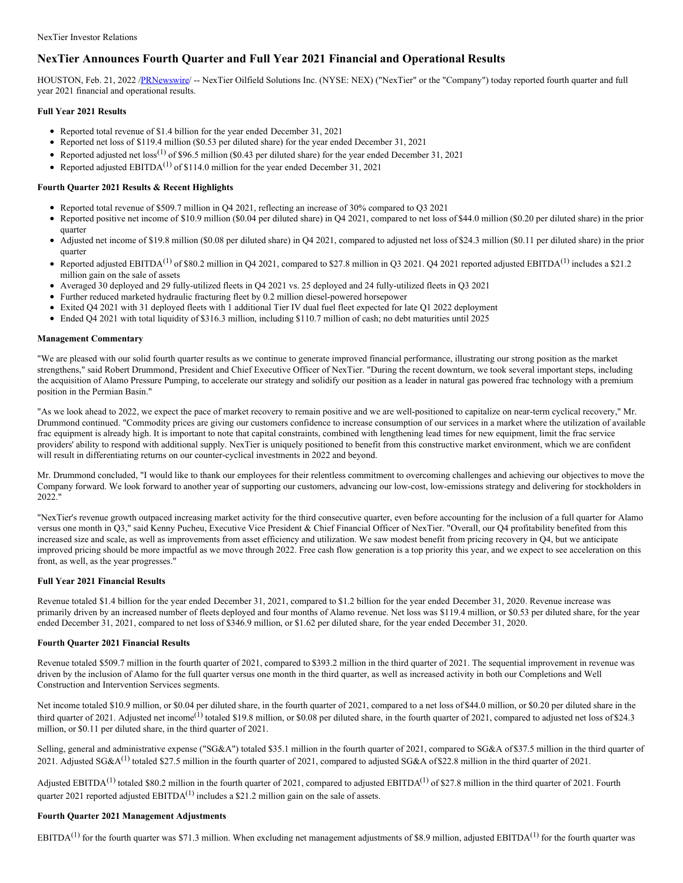NexTier Investor Relations

# NexTier Announces Fourth Quarter and Full Year 2021 Financial and Operational Results

HOUSTON, Feb. 21, 2022 /PRNewswire/ -- NexTier Oilfield Solutions Inc. (NYSE: NEX) ("NexTier" or the "Company") today reported fourth quarter and full year 2021 financial and operational results.

### Full Year 2021 Results

- Reported total revenue of $1.4 billion for the year ended December 31, 2021
- Reported net loss of $119.4 million ($0.53 per diluted share) for the year ended December 31, 2021
- Reported adjusted net loss[(1)] of $96.5 million ($0.43 per diluted share) for the year ended December 31, 2021
- Reported adjusted EBITDA[(1)] of $114.0 million for the year ended December 31, 2021

### Fourth Quarter 2021 Results & Recent Highlights

- Reported total revenue of $509.7 million in Q4 2021, reflecting an increase of 30% compared to Q3 2021
- Reported positive net income of $10.9 million ($0.04 per diluted share) in Q4 2021, compared to net loss of $44.0 million ($0.20 per diluted share) in the prior quarter
- Adjusted net income of $19.8 million ($0.08 per diluted share) in Q4 2021, compared to adjusted net loss of $24.3 million ($0.11 per diluted share) in the prior quarter
- Reported adjusted EBITDA[(1)] of $80.2 million in Q4 2021, compared to $27.8 million in Q3 2021. Q4 2021 reported adjusted EBITDA[(1)] includes a $21.2 million gain on the sale of assets
- Averaged 30 deployed and 29 fully-utilized fleets in Q4 2021 vs. 25 deployed and 24 fully-utilized fleets in Q3 2021
- Further reduced marketed hydraulic fracturing fleet by 0.2 million diesel-powered horsepower
- Exited Q4 2021 with 31 deployed fleets with 1 additional Tier IV dual fuel fleet expected for late Q1 2022 deployment
- Ended Q4 2021 with total liquidity of $316.3 million, including $110.7 million of cash; no debt maturities until 2025

### Management Commentary

"We are pleased with our solid fourth quarter results as we continue to generate improved financial performance, illustrating our strong position as the market strengthens," said Robert Drummond, President and Chief Executive Officer of NexTier. "During the recent downturn, we took several important steps, including the acquisition of Alamo Pressure Pumping, to accelerate our strategy and solidify our position as a leader in natural gas powered frac technology with a premium position in the Permian Basin."

"As we look ahead to 2022, we expect the pace of market recovery to remain positive and we are well-positioned to capitalize on near-term cyclical recovery," Mr. Drummond continued. "Commodity prices are giving our customers confidence to increase consumption of our services in a market where the utilization of available frac equipment is already high. It is important to note that capital constraints, combined with lengthening lead times for new equipment, limit the frac service providers' ability to respond with additional supply. NexTier is uniquely positioned to benefit from this constructive market environment, which we are confident will result in differentiating returns on our counter-cyclical investments in 2022 and beyond.

Mr. Drummond concluded, "I would like to thank our employees for their relentless commitment to overcoming challenges and achieving our objectives to move the Company forward. We look forward to another year of supporting our customers, advancing our low-cost, low-emissions strategy and delivering for stockholders in 2022."

"NexTier's revenue growth outpaced increasing market activity for the third consecutive quarter, even before accounting for the inclusion of a full quarter for Alamo versus one month in Q3," said Kenny Pucheu, Executive Vice President & Chief Financial Officer of NexTier. "Overall, our Q4 profitability benefited from this increased size and scale, as well as improvements from asset efficiency and utilization. We saw modest benefit from pricing recovery in Q4, but we anticipate improved pricing should be more impactful as we move through 2022. Free cash flow generation is a top priority this year, and we expect to see acceleration on this front, as well, as the year progresses."

### Full Year 2021 Financial Results

Revenue totaled $1.4 billion for the year ended December 31, 2021, compared to $1.2 billion for the year ended December 31, 2020. Revenue increase was primarily driven by an increased number of fleets deployed and four months of Alamo revenue. Net loss was $119.4 million, or $0.53 per diluted share, for the year ended December 31, 2021, compared to net loss of $346.9 million, or $1.62 per diluted share, for the year ended December 31, 2020.

### Fourth Quarter 2021 Financial Results

Revenue totaled $509.7 million in the fourth quarter of 2021, compared to $393.2 million in the third quarter of 2021. The sequential improvement in revenue was driven by the inclusion of Alamo for the full quarter versus one month in the third quarter, as well as increased activity in both our Completions and Well Construction and Intervention Services segments.

Net income totaled $10.9 million, or $0.04 per diluted share, in the fourth quarter of 2021, compared to a net loss of $44.0 million, or $0.20 per diluted share in the third quarter of 2021. Adjusted net income[(1)] totaled $19.8 million, or $0.08 per diluted share, in the fourth quarter of 2021, compared to adjusted net loss of $24.3 million, or $0.11 per diluted share, in the third quarter of 2021.

Selling, general and administrative expense ("SG&A") totaled $35.1 million in the fourth quarter of 2021, compared to SG&A of $37.5 million in the third quarter of 2021. Adjusted SG&A[(1)] totaled $27.5 million in the fourth quarter of 2021, compared to adjusted SG&A of $22.8 million in the third quarter of 2021.

Adjusted EBITDA[(1)] totaled $80.2 million in the fourth quarter of 2021, compared to adjusted EBITDA[(1)] of $27.8 million in the third quarter of 2021. Fourth quarter 2021 reported adjusted EBITDA[(1)] includes a $21.2 million gain on the sale of assets.

### Fourth Quarter 2021 Management Adjustments

EBITDA[(1)] for the fourth quarter was $71.3 million. When excluding net management adjustments of $8.9 million, adjusted EBITDA[(1)] for the fourth quarter was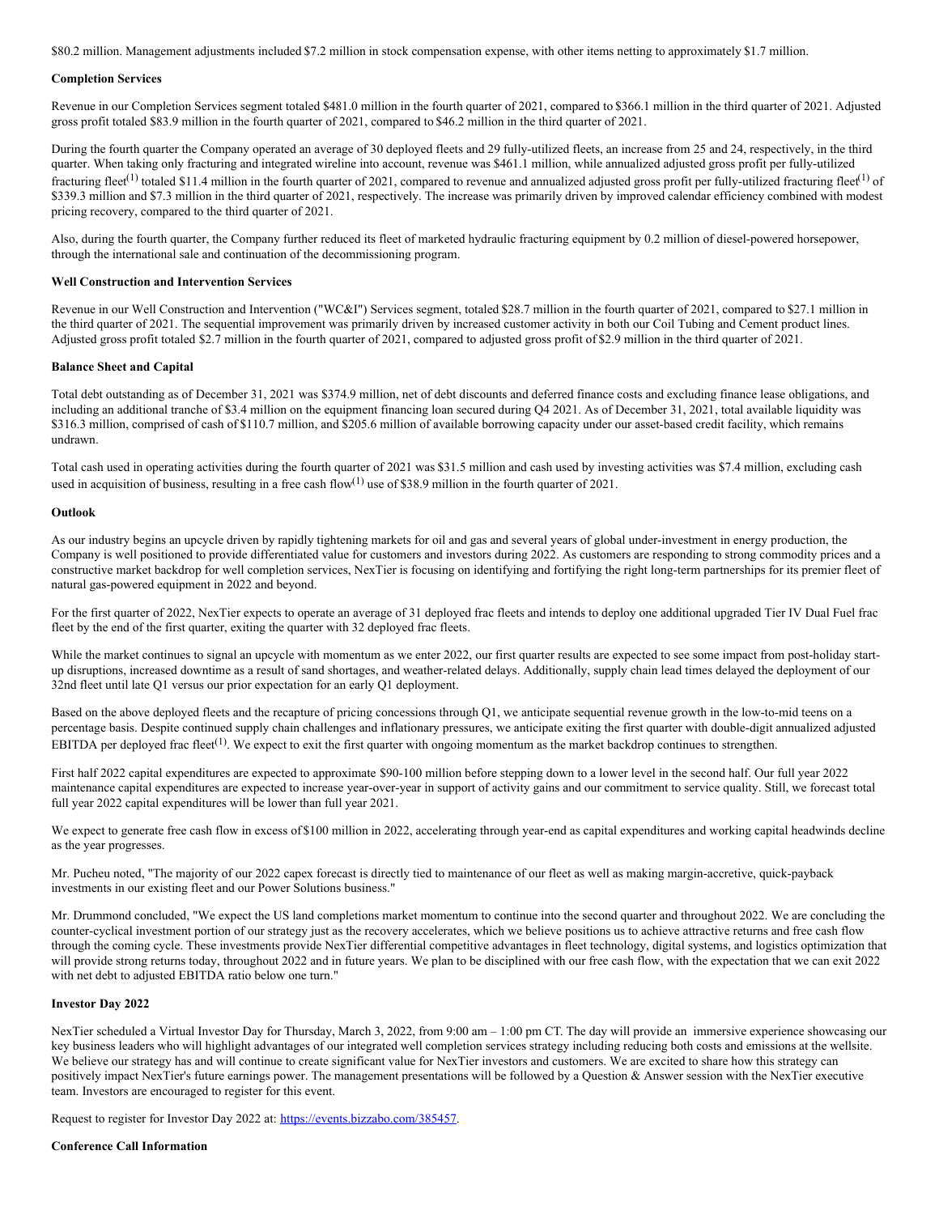$80.2 million. Management adjustments included $7.2 million in stock compensation expense, with other items netting to approximately $1.7 million.

**Completion Services**

Revenue in our Completion Services segment totaled $481.0 million in the fourth quarter of 2021, compared to $366.1 million in the third quarter of 2021. Adjusted gross profit totaled $83.9 million in the fourth quarter of 2021, compared to $46.2 million in the third quarter of 2021.

During the fourth quarter the Company operated an average of 30 deployed fleets and 29 fully-utilized fleets, an increase from 25 and 24, respectively, in the third quarter. When taking only fracturing and integrated wireline into account, revenue was $461.1 million, while annualized adjusted gross profit per fully-utilized fracturing fleet[1] totaled $11.4 million in the fourth quarter of 2021, compared to revenue and annualized adjusted gross profit per fully-utilized fracturing fleet[1] of $339.3 million and $7.3 million in the third quarter of 2021, respectively. The increase was primarily driven by improved calendar efficiency combined with modest pricing recovery, compared to the third quarter of 2021.

Also, during the fourth quarter, the Company further reduced its fleet of marketed hydraulic fracturing equipment by 0.2 million of diesel-powered horsepower, through the international sale and continuation of the decommissioning program.

**Well Construction and Intervention Services**

Revenue in our Well Construction and Intervention ("WC&I") Services segment, totaled $28.7 million in the fourth quarter of 2021, compared to $27.1 million in the third quarter of 2021. The sequential improvement was primarily driven by increased customer activity in both our Coil Tubing and Cement product lines. Adjusted gross profit totaled $2.7 million in the fourth quarter of 2021, compared to adjusted gross profit of $2.9 million in the third quarter of 2021.

**Balance Sheet and Capital**

Total debt outstanding as of December 31, 2021 was $374.9 million, net of debt discounts and deferred finance costs and excluding finance lease obligations, and including an additional tranche of $3.4 million on the equipment financing loan secured during Q4 2021. As of December 31, 2021, total available liquidity was $316.3 million, comprised of cash of $110.7 million, and $205.6 million of available borrowing capacity under our asset-based credit facility, which remains undrawn.

Total cash used in operating activities during the fourth quarter of 2021 was $31.5 million and cash used by investing activities was $7.4 million, excluding cash used in acquisition of business, resulting in a free cash flow[1] use of $38.9 million in the fourth quarter of 2021.

**Outlook**

As our industry begins an upcycle driven by rapidly tightening markets for oil and gas and several years of global under-investment in energy production, the Company is well positioned to provide differentiated value for customers and investors during 2022. As customers are responding to strong commodity prices and a constructive market backdrop for well completion services, NexTier is focusing on identifying and fortifying the right long-term partnerships for its premier fleet of natural gas-powered equipment in 2022 and beyond.

For the first quarter of 2022, NexTier expects to operate an average of 31 deployed frac fleets and intends to deploy one additional upgraded Tier IV Dual Fuel frac fleet by the end of the first quarter, exiting the quarter with 32 deployed frac fleets.

While the market continues to signal an upcycle with momentum as we enter 2022, our first quarter results are expected to see some impact from post-holiday start-up disruptions, increased downtime as a result of sand shortages, and weather-related delays. Additionally, supply chain lead times delayed the deployment of our 32nd fleet until late Q1 versus our prior expectation for an early Q1 deployment.

Based on the above deployed fleets and the recapture of pricing concessions through Q1, we anticipate sequential revenue growth in the low-to-mid teens on a percentage basis. Despite continued supply chain challenges and inflationary pressures, we anticipate exiting the first quarter with double-digit annualized adjusted EBITDA per deployed frac fleet[1]. We expect to exit the first quarter with ongoing momentum as the market backdrop continues to strengthen.

First half 2022 capital expenditures are expected to approximate $90-100 million before stepping down to a lower level in the second half. Our full year 2022 maintenance capital expenditures are expected to increase year-over-year in support of activity gains and our commitment to service quality. Still, we forecast total full year 2022 capital expenditures will be lower than full year 2021.

We expect to generate free cash flow in excess of $100 million in 2022, accelerating through year-end as capital expenditures and working capital headwinds decline as the year progresses.

Mr. Pucheu noted, "The majority of our 2022 capex forecast is directly tied to maintenance of our fleet as well as making margin-accretive, quick-payback investments in our existing fleet and our Power Solutions business."

Mr. Drummond concluded, "We expect the US land completions market momentum to continue into the second quarter and throughout 2022. We are concluding the counter-cyclical investment portion of our strategy just as the recovery accelerates, which we believe positions us to achieve attractive returns and free cash flow through the coming cycle. These investments provide NexTier differential competitive advantages in fleet technology, digital systems, and logistics optimization that will provide strong returns today, throughout 2022 and in future years. We plan to be disciplined with our free cash flow, with the expectation that we can exit 2022 with net debt to adjusted EBITDA ratio below one turn."

**Investor Day 2022**

NexTier scheduled a Virtual Investor Day for Thursday, March 3, 2022, from 9:00 am – 1:00 pm CT. The day will provide an immersive experience showcasing our key business leaders who will highlight advantages of our integrated well completion services strategy including reducing both costs and emissions at the wellsite. We believe our strategy has and will continue to create significant value for NexTier investors and customers. We are excited to share how this strategy can positively impact NexTier's future earnings power. The management presentations will be followed by a Question & Answer session with the NexTier executive team. Investors are encouraged to register for this event.

Request to register for Investor Day 2022 at: https://events.bizzabo.com/385457.

**Conference Call Information**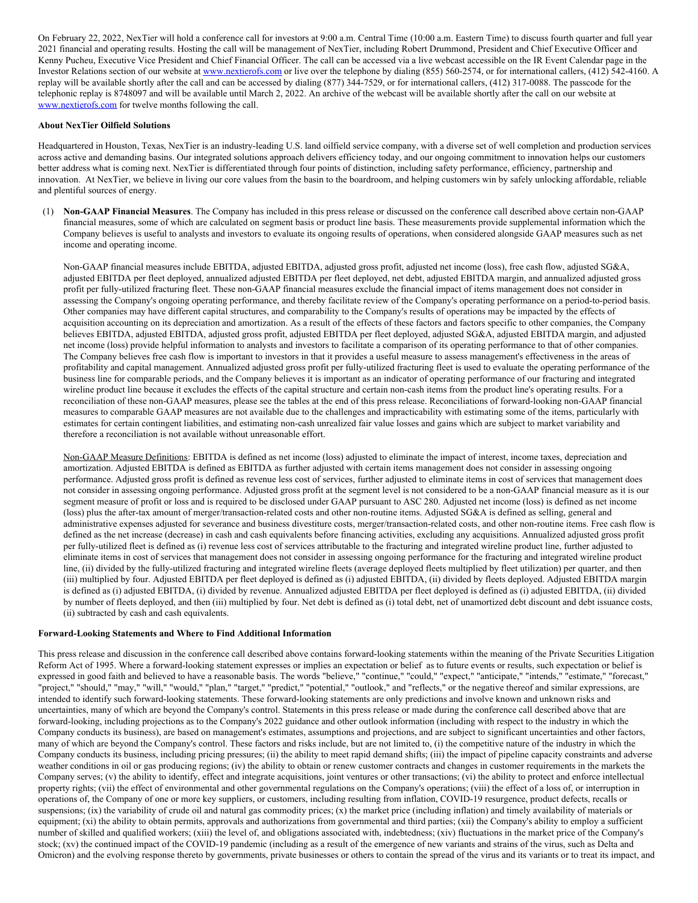On February 22, 2022, NexTier will hold a conference call for investors at 9:00 a.m. Central Time (10:00 a.m. Eastern Time) to discuss fourth quarter and full year 2021 financial and operating results. Hosting the call will be management of NexTier, including Robert Drummond, President and Chief Executive Officer and Kenny Pucheu, Executive Vice President and Chief Financial Officer. The call can be accessed via a live webcast accessible on the IR Event Calendar page in the Investor Relations section of our website at www.nextierofs.com or live over the telephone by dialing (855) 560-2574, or for international callers, (412) 542-4160. A replay will be available shortly after the call and can be accessed by dialing (877) 344-7529, or for international callers, (412) 317-0088. The passcode for the telephonic replay is 8748097 and will be available until March 2, 2022. An archive of the webcast will be available shortly after the call on our website at www.nextierofs.com for twelve months following the call.

**About NexTier Oilfield Solutions**

Headquartered in Houston, Texas, NexTier is an industry-leading U.S. land oilfield service company, with a diverse set of well completion and production services across active and demanding basins. Our integrated solutions approach delivers efficiency today, and our ongoing commitment to innovation helps our customers better address what is coming next. NexTier is differentiated through four points of distinction, including safety performance, efficiency, partnership and innovation. At NexTier, we believe in living our core values from the basin to the boardroom, and helping customers win by safely unlocking affordable, reliable and plentiful sources of energy.

(1) **Non-GAAP Financial Measures**. The Company has included in this press release or discussed on the conference call described above certain non-GAAP financial measures, some of which are calculated on segment basis or product line basis. These measurements provide supplemental information which the Company believes is useful to analysts and investors to evaluate its ongoing results of operations, when considered alongside GAAP measures such as net income and operating income.

Non-GAAP financial measures include EBITDA, adjusted EBITDA, adjusted gross profit, adjusted net income (loss), free cash flow, adjusted SG&A, adjusted EBITDA per fleet deployed, annualized adjusted EBITDA per fleet deployed, net debt, adjusted EBITDA margin, and annualized adjusted gross profit per fully-utilized fracturing fleet. These non-GAAP financial measures exclude the financial impact of items management does not consider in assessing the Company's ongoing operating performance, and thereby facilitate review of the Company's operating performance on a period-to-period basis. Other companies may have different capital structures, and comparability to the Company's results of operations may be impacted by the effects of acquisition accounting on its depreciation and amortization. As a result of the effects of these factors and factors specific to other companies, the Company believes EBITDA, adjusted EBITDA, adjusted gross profit, adjusted EBITDA per fleet deployed, adjusted SG&A, adjusted EBITDA margin, and adjusted net income (loss) provide helpful information to analysts and investors to facilitate a comparison of its operating performance to that of other companies. The Company believes free cash flow is important to investors in that it provides a useful measure to assess management's effectiveness in the areas of profitability and capital management. Annualized adjusted gross profit per fully-utilized fracturing fleet is used to evaluate the operating performance of the business line for comparable periods, and the Company believes it is important as an indicator of operating performance of our fracturing and integrated wireline product line because it excludes the effects of the capital structure and certain non-cash items from the product line's operating results. For a reconciliation of these non-GAAP measures, please see the tables at the end of this press release. Reconciliations of forward-looking non-GAAP financial measures to comparable GAAP measures are not available due to the challenges and impracticability with estimating some of the items, particularly with estimates for certain contingent liabilities, and estimating non-cash unrealized fair value losses and gains which are subject to market variability and therefore a reconciliation is not available without unreasonable effort.

Non-GAAP Measure Definitions: EBITDA is defined as net income (loss) adjusted to eliminate the impact of interest, income taxes, depreciation and amortization. Adjusted EBITDA is defined as EBITDA as further adjusted with certain items management does not consider in assessing ongoing performance. Adjusted gross profit is defined as revenue less cost of services, further adjusted to eliminate items in cost of services that management does not consider in assessing ongoing performance. Adjusted gross profit at the segment level is not considered to be a non-GAAP financial measure as it is our segment measure of profit or loss and is required to be disclosed under GAAP pursuant to ASC 280. Adjusted net income (loss) is defined as net income (loss) plus the after-tax amount of merger/transaction-related costs and other non-routine items. Adjusted SG&A is defined as selling, general and administrative expenses adjusted for severance and business divestiture costs, merger/transaction-related costs, and other non-routine items. Free cash flow is defined as the net increase (decrease) in cash and cash equivalents before financing activities, excluding any acquisitions. Annualized adjusted gross profit per fully-utilized fleet is defined as (i) revenue less cost of services attributable to the fracturing and integrated wireline product line, further adjusted to eliminate items in cost of services that management does not consider in assessing ongoing performance for the fracturing and integrated wireline product line, (ii) divided by the fully-utilized fracturing and integrated wireline fleets (average deployed fleets multiplied by fleet utilization) per quarter, and then (iii) multiplied by four. Adjusted EBITDA per fleet deployed is defined as (i) adjusted EBITDA, (ii) divided by fleets deployed. Adjusted EBITDA margin is defined as (i) adjusted EBITDA, (i) divided by revenue. Annualized adjusted EBITDA per fleet deployed is defined as (i) adjusted EBITDA, (ii) divided by number of fleets deployed, and then (iii) multiplied by four. Net debt is defined as (i) total debt, net of unamortized debt discount and debt issuance costs, (ii) subtracted by cash and cash equivalents.

**Forward-Looking Statements and Where to Find Additional Information**

This press release and discussion in the conference call described above contains forward-looking statements within the meaning of the Private Securities Litigation Reform Act of 1995. Where a forward-looking statement expresses or implies an expectation or belief as to future events or results, such expectation or belief is expressed in good faith and believed to have a reasonable basis. The words "believe," "continue," "could," "expect," "anticipate," "intends," "estimate," "forecast," "project," "should," "may," "will," "would," "plan," "target," "predict," "potential," "outlook," and "reflects," or the negative thereof and similar expressions, are intended to identify such forward-looking statements. These forward-looking statements are only predictions and involve known and unknown risks and uncertainties, many of which are beyond the Company's control. Statements in this press release or made during the conference call described above that are forward-looking, including projections as to the Company's 2022 guidance and other outlook information (including with respect to the industry in which the Company conducts its business), are based on management's estimates, assumptions and projections, and are subject to significant uncertainties and other factors, many of which are beyond the Company's control. These factors and risks include, but are not limited to, (i) the competitive nature of the industry in which the Company conducts its business, including pricing pressures; (ii) the ability to meet rapid demand shifts; (iii) the impact of pipeline capacity constraints and adverse weather conditions in oil or gas producing regions; (iv) the ability to obtain or renew customer contracts and changes in customer requirements in the markets the Company serves; (v) the ability to identify, effect and integrate acquisitions, joint ventures or other transactions; (vi) the ability to protect and enforce intellectual property rights; (vii) the effect of environmental and other governmental regulations on the Company's operations; (viii) the effect of a loss of, or interruption in operations of, the Company of one or more key suppliers, or customers, including resulting from inflation, COVID-19 resurgence, product defects, recalls or suspensions; (ix) the variability of crude oil and natural gas commodity prices; (x) the market price (including inflation) and timely availability of materials or equipment; (xi) the ability to obtain permits, approvals and authorizations from governmental and third parties; (xii) the Company's ability to employ a sufficient number of skilled and qualified workers; (xiii) the level of, and obligations associated with, indebtedness; (xiv) fluctuations in the market price of the Company's stock; (xv) the continued impact of the COVID-19 pandemic (including as a result of the emergence of new variants and strains of the virus, such as Delta and Omicron) and the evolving response thereto by governments, private businesses or others to contain the spread of the virus and its variants or to treat its impact, and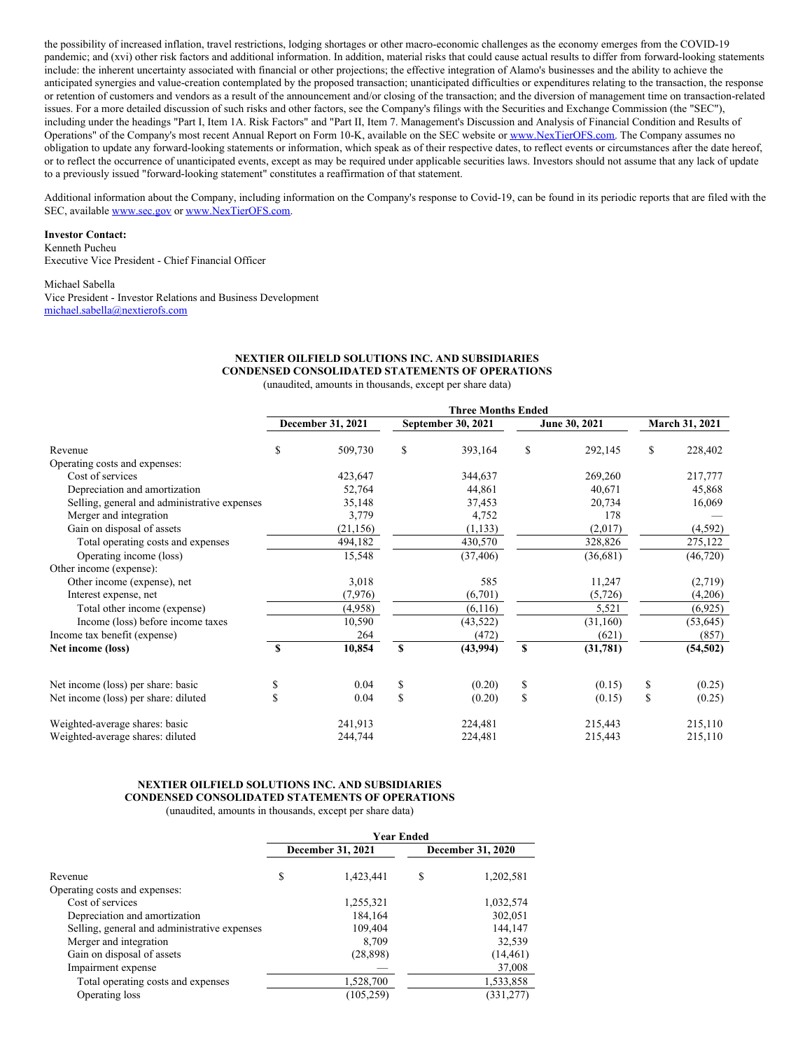the possibility of increased inflation, travel restrictions, lodging shortages or other macro-economic challenges as the economy emerges from the COVID-19 pandemic; and (xvi) other risk factors and additional information. In addition, material risks that could cause actual results to differ from forward-looking statements include: the inherent uncertainty associated with financial or other projections; the effective integration of Alamo's businesses and the ability to achieve the anticipated synergies and value-creation contemplated by the proposed transaction; unanticipated difficulties or expenditures relating to the transaction, the response or retention of customers and vendors as a result of the announcement and/or closing of the transaction; and the diversion of management time on transaction-related issues. For a more detailed discussion of such risks and other factors, see the Company's filings with the Securities and Exchange Commission (the "SEC"), including under the headings "Part I, Item 1A. Risk Factors" and "Part II, Item 7. Management's Discussion and Analysis of Financial Condition and Results of Operations" of the Company's most recent Annual Report on Form 10-K, available on the SEC website or www.NexTierOFS.com. The Company assumes no obligation to update any forward-looking statements or information, which speak as of their respective dates, to reflect events or circumstances after the date hereof, or to reflect the occurrence of unanticipated events, except as may be required under applicable securities laws. Investors should not assume that any lack of update to a previously issued "forward-looking statement" constitutes a reaffirmation of that statement.

Additional information about the Company, including information on the Company's response to Covid-19, can be found in its periodic reports that are filed with the SEC, available www.sec.gov or www.NexTierOFS.com.

**Investor Contact:**
Kenneth Pucheu
Executive Vice President - Chief Financial Officer

Michael Sabella
Vice President - Investor Relations and Business Development
michael.sabella@nextierofs.com

**NEXTIER OILFIELD SOLUTIONS INC. AND SUBSIDIARIES**
**CONDENSED CONSOLIDATED STATEMENTS OF OPERATIONS**
(unaudited, amounts in thousands, except per share data)

| | Three Months Ended | | | |
|---|---|---|---|---|
| | December 31, 2021 | September 30, 2021 | June 30, 2021 | March 31, 2021 |
| Revenue | $ 509,730 | $ 393,164 | $ 292,145 | $ 228,402 |
| Operating costs and expenses: | | | | |
| Cost of services | 423,647 | 344,637 | 269,260 | 217,777 |
| Depreciation and amortization | 52,764 | 44,861 | 40,671 | 45,868 |
| Selling, general and administrative expenses | 35,148 | 37,453 | 20,734 | 16,069 |
| Merger and integration | 3,779 | 4,752 | 178 | — |
| Gain on disposal of assets | (21,156) | (1,133) | (2,017) | (4,592) |
| Total operating costs and expenses | 494,182 | 430,570 | 328,826 | 275,122 |
| Operating income (loss) | 15,548 | (37,406) | (36,681) | (46,720) |
| Other income (expense): | | | | |
| Other income (expense), net | 3,018 | 585 | 11,247 | (2,719) |
| Interest expense, net | (7,976) | (6,701) | (5,726) | (4,206) |
| Total other income (expense) | (4,958) | (6,116) | 5,521 | (6,925) |
| Income (loss) before income taxes | 10,590 | (43,522) | (31,160) | (53,645) |
| Income tax benefit (expense) | 264 | (472) | (621) | (857) |
| **Net income (loss)** | **$ 10,854** | **$ (43,994)** | **$ (31,781)** | **(54,502)** |
| Net income (loss) per share: basic | $ 0.04 | $ (0.20) | $ (0.15) | $ (0.25) |
| Net income (loss) per share: diluted | $ 0.04 | $ (0.20) | $ (0.15) | $ (0.25) |
| Weighted-average shares: basic | 241,913 | 224,481 | 215,443 | 215,110 |
| Weighted-average shares: diluted | 244,744 | 224,481 | 215,443 | 215,110 |

**NEXTIER OILFIELD SOLUTIONS INC. AND SUBSIDIARIES**
**CONDENSED CONSOLIDATED STATEMENTS OF OPERATIONS**
(unaudited, amounts in thousands, except per share data)

| | Year Ended | |
|---|---|---|
| | December 31, 2021 | December 31, 2020 |
| Revenue | $ 1,423,441 | $ 1,202,581 |
| Operating costs and expenses: | | |
| Cost of services | 1,255,321 | 1,032,574 |
| Depreciation and amortization | 184,164 | 302,051 |
| Selling, general and administrative expenses | 109,404 | 144,147 |
| Merger and integration | 8,709 | 32,539 |
| Gain on disposal of assets | (28,898) | (14,461) |
| Impairment expense | — | 37,008 |
| Total operating costs and expenses | 1,528,700 | 1,533,858 |
| Operating loss | (105,259) | (331,277) |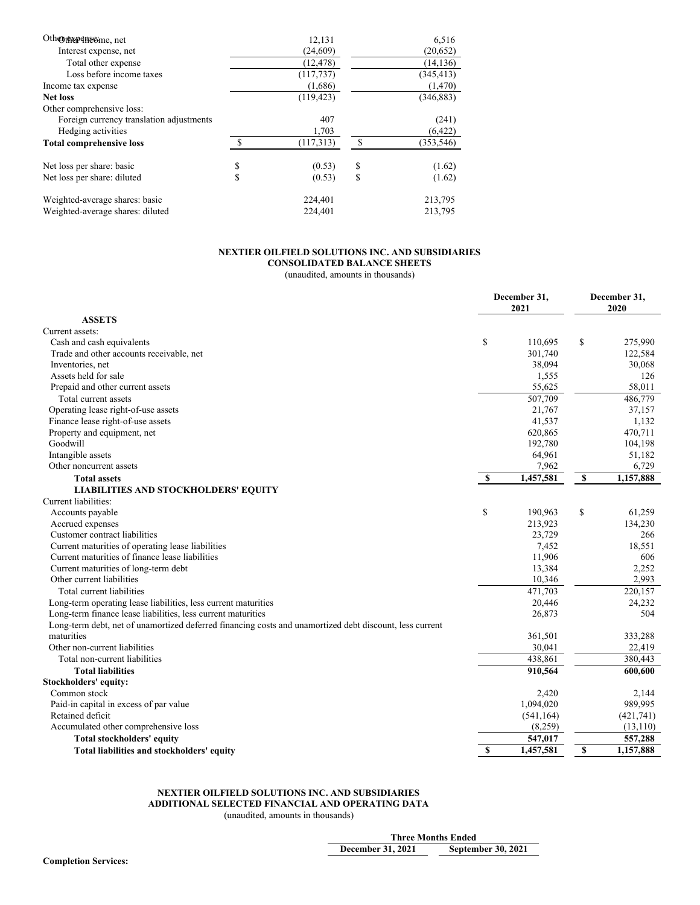| | | |
|---|---|---|
| Other income, net | 12,131 | 6,516 |
| Interest expense, net | (24,609) | (20,652) |
| Total other expense | (12,478) | (14,136) |
| Loss before income taxes | (117,737) | (345,413) |
| Income tax expense | (1,686) | (1,470) |
| **Net loss** | (119,423) | (346,883) |
| Other comprehensive loss: | | |
| Foreign currency translation adjustments | 407 | (241) |
| Hedging activities | 1,703 | (6,422) |
| **Total comprehensive loss** | $ (117,313) | $ (353,546) |
| | | |
| Net loss per share: basic | $ (0.53) | $ (1.62) |
| Net loss per share: diluted | $ (0.53) | $ (1.62) |
| | | |
| Weighted-average shares: basic | 224,401 | 213,795 |
| Weighted-average shares: diluted | 224,401 | 213,795 |

**NEXTIER OILFIELD SOLUTIONS INC. AND SUBSIDIARIES**
**CONSOLIDATED BALANCE SHEETS**
(unaudited, amounts in thousands)

| | December 31, 2021 | December 31, 2020 |
|---|---|---|
| **ASSETS** | | |
| Current assets: | | |
| Cash and cash equivalents | $ 110,695 | $ 275,990 |
| Trade and other accounts receivable, net | 301,740 | 122,584 |
| Inventories, net | 38,094 | 30,068 |
| Assets held for sale | 1,555 | 126 |
| Prepaid and other current assets | 55,625 | 58,011 |
| Total current assets | 507,709 | 486,779 |
| Operating lease right-of-use assets | 21,767 | 37,157 |
| Finance lease right-of-use assets | 41,537 | 1,132 |
| Property and equipment, net | 620,865 | 470,711 |
| Goodwill | 192,780 | 104,198 |
| Intangible assets | 64,961 | 51,182 |
| Other noncurrent assets | 7,962 | 6,729 |
| **Total assets** | **$ 1,457,581** | **$ 1,157,888** |
| **LIABILITIES AND STOCKHOLDERS' EQUITY** | | |
| Current liabilities: | | |
| Accounts payable | $ 190,963 | $ 61,259 |
| Accrued expenses | 213,923 | 134,230 |
| Customer contract liabilities | 23,729 | 266 |
| Current maturities of operating lease liabilities | 7,452 | 18,551 |
| Current maturities of finance lease liabilities | 11,906 | 606 |
| Current maturities of long-term debt | 13,384 | 2,252 |
| Other current liabilities | 10,346 | 2,993 |
| Total current liabilities | 471,703 | 220,157 |
| Long-term operating lease liabilities, less current maturities | 20,446 | 24,232 |
| Long-term finance lease liabilities, less current maturities | 26,873 | 504 |
| Long-term debt, net of unamortized deferred financing costs and unamortized debt discount, less current maturities | 361,501 | 333,288 |
| Other non-current liabilities | 30,041 | 22,419 |
| Total non-current liabilities | 438,861 | 380,443 |
| **Total liabilities** | **910,564** | **600,600** |
| **Stockholders' equity:** | | |
| Common stock | 2,420 | 2,144 |
| Paid-in capital in excess of par value | 1,094,020 | 989,995 |
| Retained deficit | (541,164) | (421,741) |
| Accumulated other comprehensive loss | (8,259) | (13,110) |
| **Total stockholders' equity** | **547,017** | **557,288** |
| **Total liabilities and stockholders' equity** | **$ 1,457,581** | **$ 1,157,888** |

**NEXTIER OILFIELD SOLUTIONS INC. AND SUBSIDIARIES**
**ADDITIONAL SELECTED FINANCIAL AND OPERATING DATA**
(unaudited, amounts in thousands)

| | Three Months Ended | |
|---|---|---|
| | December 31, 2021 | September 30, 2021 |
| **Completion Services:** | | |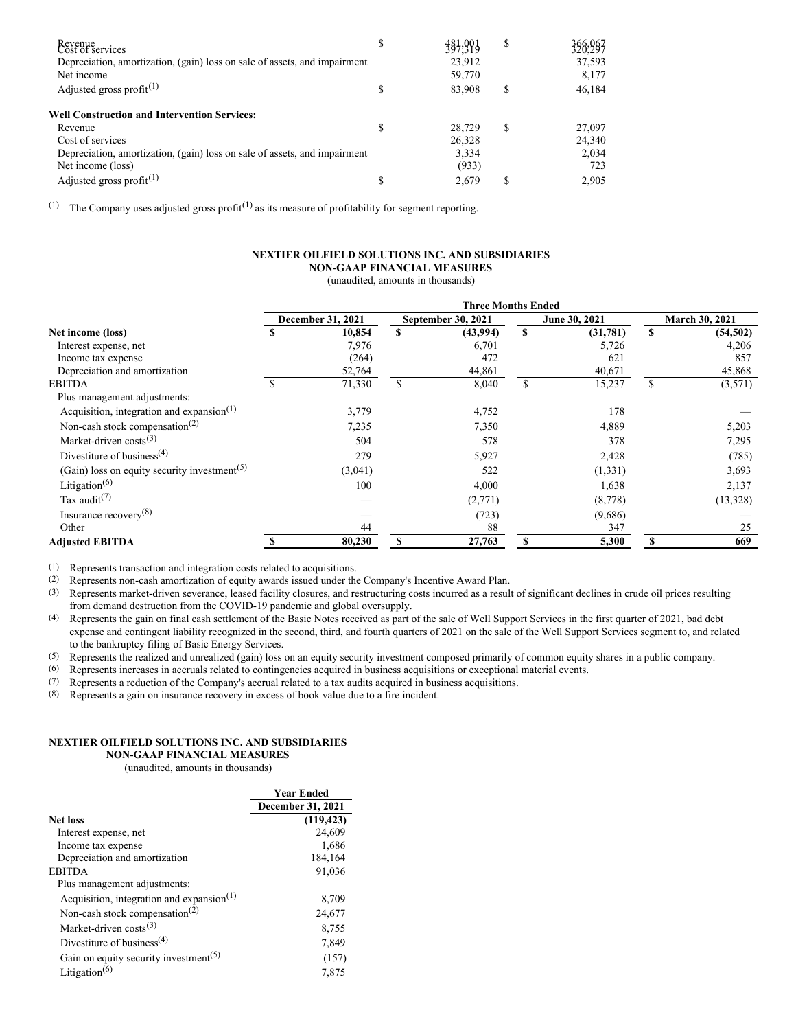| | | | | |
|---|---|---|---|---|
| Revenue | $ | 481,001 | $ | 366,067 |
| Cost of services | | 397,319 | | 320,297 |
| Depreciation, amortization, (gain) loss on sale of assets, and impairment | | 23,912 | | 37,593 |
| Net income | | 59,770 | | 8,177 |
| Adjusted gross profit(1) | $ | 83,908 | $ | 46,184 |
| **Well Construction and Intervention Services:** | | | | |
| Revenue | $ | 28,729 | $ | 27,097 |
| Cost of services | | 26,328 | | 24,340 |
| Depreciation, amortization, (gain) loss on sale of assets, and impairment | | 3,334 | | 2,034 |
| Net income (loss) | | (933) | | 723 |
| Adjusted gross profit(1) | $ | 2,679 | $ | 2,905 |

(1) The Company uses adjusted gross profit(1) as its measure of profitability for segment reporting.

**NEXTIER OILFIELD SOLUTIONS INC. AND SUBSIDIARIES**
**NON-GAAP FINANCIAL MEASURES**
(unaudited, amounts in thousands)

| | Three Months Ended | | | |
|---|---|---|---|---|
| | December 31, 2021 | September 30, 2021 | June 30, 2021 | March 30, 2021 |
| **Net income (loss)** | **$ 10,854** | **$ (43,994)** | **$ (31,781)** | **$ (54,502)** |
| Interest expense, net | 7,976 | 6,701 | 5,726 | 4,206 |
| Income tax expense | (264) | 472 | 621 | 857 |
| Depreciation and amortization | 52,764 | 44,861 | 40,671 | 45,868 |
| EBITDA | $ 71,330 | $ 8,040 | $ 15,237 | $ (3,571) |
| Plus management adjustments: | | | | |
| Acquisition, integration and expansion(1) | 3,779 | 4,752 | 178 | — |
| Non-cash stock compensation(2) | 7,235 | 7,350 | 4,889 | 5,203 |
| Market-driven costs(3) | 504 | 578 | 378 | 7,295 |
| Divestiture of business(4) | 279 | 5,927 | 2,428 | (785) |
| (Gain) loss on equity security investment(5) | (3,041) | 522 | (1,331) | 3,693 |
| Litigation(6) | 100 | 4,000 | 1,638 | 2,137 |
| Tax audit(7) | — | (2,771) | (8,778) | (13,328) |
| Insurance recovery(8) | — | (723) | (9,686) | — |
| Other | 44 | 88 | 347 | 25 |
| **Adjusted EBITDA** | **$ 80,230** | **$ 27,763** | **$ 5,300** | **$ 669** |

(1) Represents transaction and integration costs related to acquisitions.
(2) Represents non-cash amortization of equity awards issued under the Company's Incentive Award Plan.
(3) Represents market-driven severance, leased facility closures, and restructuring costs incurred as a result of significant declines in crude oil prices resulting from demand destruction from the COVID-19 pandemic and global oversupply.
(4) Represents the gain on final cash settlement of the Basic Notes received as part of the sale of Well Support Services in the first quarter of 2021, bad debt expense and contingent liability recognized in the second, third, and fourth quarters of 2021 on the sale of the Well Support Services segment to, and related to the bankruptcy filing of Basic Energy Services.
(5) Represents the realized and unrealized (gain) loss on an equity security investment composed primarily of common equity shares in a public company.
(6) Represents increases in accruals related to contingencies acquired in business acquisitions or exceptional material events.
(7) Represents a reduction of the Company's accrual related to a tax audits acquired in business acquisitions.
(8) Represents a gain on insurance recovery in excess of book value due to a fire incident.

**NEXTIER OILFIELD SOLUTIONS INC. AND SUBSIDIARIES**
**NON-GAAP FINANCIAL MEASURES**
(unaudited, amounts in thousands)

| | Year Ended December 31, 2021 |
|---|---|
| **Net loss** | **(119,423)** |
| Interest expense, net | 24,609 |
| Income tax expense | 1,686 |
| Depreciation and amortization | 184,164 |
| EBITDA | 91,036 |
| Plus management adjustments: | |
| Acquisition, integration and expansion(1) | 8,709 |
| Non-cash stock compensation(2) | 24,677 |
| Market-driven costs(3) | 8,755 |
| Divestiture of business(4) | 7,849 |
| Gain on equity security investment(5) | (157) |
| Litigation(6) | 7,875 |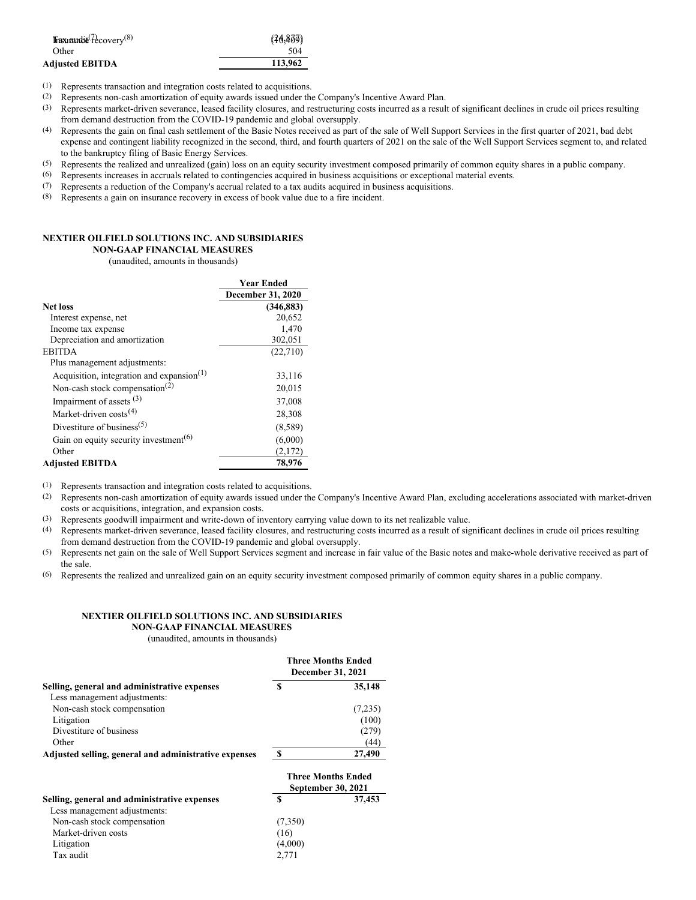| | |
|---|---|
| Tax audit[7] / Insurance recovery[8] | (24,877) / (10,409) |
| Other | 504 |
| **Adjusted EBITDA** | **113,962** |

(1) Represents transaction and integration costs related to acquisitions.
(2) Represents non-cash amortization of equity awards issued under the Company's Incentive Award Plan.
(3) Represents market-driven severance, leased facility closures, and restructuring costs incurred as a result of significant declines in crude oil prices resulting from demand destruction from the COVID-19 pandemic and global oversupply.
(4) Represents the gain on final cash settlement of the Basic Notes received as part of the sale of Well Support Services in the first quarter of 2021, bad debt expense and contingent liability recognized in the second, third, and fourth quarters of 2021 on the sale of the Well Support Services segment to, and related to the bankruptcy filing of Basic Energy Services.
(5) Represents the realized and unrealized (gain) loss on an equity security investment composed primarily of common equity shares in a public company.
(6) Represents increases in accruals related to contingencies acquired in business acquisitions or exceptional material events.
(7) Represents a reduction of the Company's accrual related to a tax audits acquired in business acquisitions.
(8) Represents a gain on insurance recovery in excess of book value due to a fire incident.

**NEXTIER OILFIELD SOLUTIONS INC. AND SUBSIDIARIES**
**NON-GAAP FINANCIAL MEASURES**
(unaudited, amounts in thousands)

| | Year Ended December 31, 2020 |
|---|---|
| **Net loss** | **(346,883)** |
| Interest expense, net | 20,652 |
| Income tax expense | 1,470 |
| Depreciation and amortization | 302,051 |
| EBITDA | (22,710) |
| Plus management adjustments: | |
| Acquisition, integration and expansion[1] | 33,116 |
| Non-cash stock compensation[2] | 20,015 |
| Impairment of assets [3] | 37,008 |
| Market-driven costs[4] | 28,308 |
| Divestiture of business[5] | (8,589) |
| Gain on equity security investment[6] | (6,000) |
| Other | (2,172) |
| **Adjusted EBITDA** | **78,976** |

(1) Represents transaction and integration costs related to acquisitions.
(2) Represents non-cash amortization of equity awards issued under the Company's Incentive Award Plan, excluding accelerations associated with market-driven costs or acquisitions, integration, and expansion costs.
(3) Represents goodwill impairment and write-down of inventory carrying value down to its net realizable value.
(4) Represents market-driven severance, leased facility closures, and restructuring costs incurred as a result of significant declines in crude oil prices resulting from demand destruction from the COVID-19 pandemic and global oversupply.
(5) Represents net gain on the sale of Well Support Services segment and increase in fair value of the Basic notes and make-whole derivative received as part of the sale.
(6) Represents the realized and unrealized gain on an equity security investment composed primarily of common equity shares in a public company.

**NEXTIER OILFIELD SOLUTIONS INC. AND SUBSIDIARIES**
**NON-GAAP FINANCIAL MEASURES**
(unaudited, amounts in thousands)

| | Three Months Ended December 31, 2021 |
|---|---|
| **Selling, general and administrative expenses** | $ 35,148 |
| Less management adjustments: | |
| Non-cash stock compensation | (7,235) |
| Litigation | (100) |
| Divestiture of business | (279) |
| Other | (44) |
| **Adjusted selling, general and administrative expenses** | $ 27,490 |

| | Three Months Ended September 30, 2021 |
|---|---|
| **Selling, general and administrative expenses** | $ 37,453 |
| Less management adjustments: | |
| Non-cash stock compensation | (7,350) |
| Market-driven costs | (16) |
| Litigation | (4,000) |
| Tax audit | 2,771 |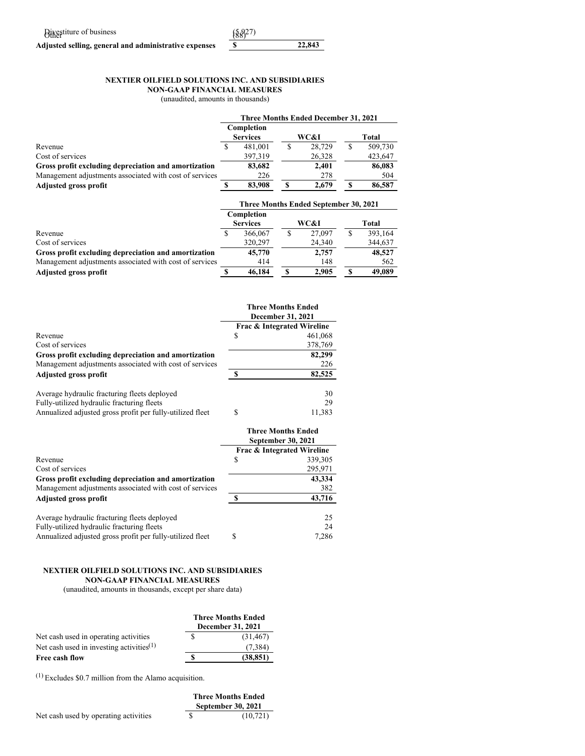| | | |
|---|---|---|
| Divestiture of business | | (5,927) |
| Other | | (88) |
| **Adjusted selling, general and administrative expenses** | **$** | **22,843** |

**NEXTIER OILFIELD SOLUTIONS INC. AND SUBSIDIARIES**
**NON-GAAP FINANCIAL MEASURES**
(unaudited, amounts in thousands)

| | Three Months Ended December 31, 2021 | | | | | |
|---|---|---|---|---|---|---|
| | Completion Services | | WC&I | | Total | |
| Revenue | $ | 481,001 | $ | 28,729 | $ | 509,730 |
| Cost of services | | 397,319 | | 26,328 | | 423,647 |
| **Gross profit excluding depreciation and amortization** | | **83,682** | | **2,401** | | **86,083** |
| Management adjustments associated with cost of services | | 226 | | 278 | | 504 |
| **Adjusted gross profit** | **$** | **83,908** | **$** | **2,679** | **$** | **86,587** |

| | Three Months Ended September 30, 2021 | | | | | |
|---|---|---|---|---|---|---|
| | Completion Services | | WC&I | | Total | |
| Revenue | $ | 366,067 | $ | 27,097 | $ | 393,164 |
| Cost of services | | 320,297 | | 24,340 | | 344,637 |
| **Gross profit excluding depreciation and amortization** | | **45,770** | | **2,757** | | **48,527** |
| Management adjustments associated with cost of services | | 414 | | 148 | | 562 |
| **Adjusted gross profit** | **$** | **46,184** | **$** | **2,905** | **$** | **49,089** |

| | Three Months Ended December 31, 2021 | |
|---|---|---|
| | Frac & Integrated Wireline | |
| Revenue | $ | 461,068 |
| Cost of services | | 378,769 |
| **Gross profit excluding depreciation and amortization** | | **82,299** |
| Management adjustments associated with cost of services | | 226 |
| **Adjusted gross profit** | **$** | **82,525** |
| | | |
| Average hydraulic fracturing fleets deployed | | 30 |
| Fully-utilized hydraulic fracturing fleets | | 29 |
| Annualized adjusted gross profit per fully-utilized fleet | $ | 11,383 |

| | Three Months Ended September 30, 2021 | |
|---|---|---|
| | Frac & Integrated Wireline | |
| Revenue | $ | 339,305 |
| Cost of services | | 295,971 |
| **Gross profit excluding depreciation and amortization** | | **43,334** |
| Management adjustments associated with cost of services | | 382 |
| **Adjusted gross profit** | **$** | **43,716** |
| | | |
| Average hydraulic fracturing fleets deployed | | 25 |
| Fully-utilized hydraulic fracturing fleets | | 24 |
| Annualized adjusted gross profit per fully-utilized fleet | $ | 7,286 |

**NEXTIER OILFIELD SOLUTIONS INC. AND SUBSIDIARIES**
**NON-GAAP FINANCIAL MEASURES**
(unaudited, amounts in thousands, except per share data)

| | Three Months Ended December 31, 2021 | |
|---|---|---|
| Net cash used in operating activities | $ | (31,467) |
| Net cash used in investing activities[(1)] | | (7,384) |
| **Free cash flow** | **$** | **(38,851)** |

[(1)] Excludes $0.7 million from the Alamo acquisition.

| | Three Months Ended September 30, 2021 | |
|---|---|---|
| Net cash used by operating activities | $ | (10,721) |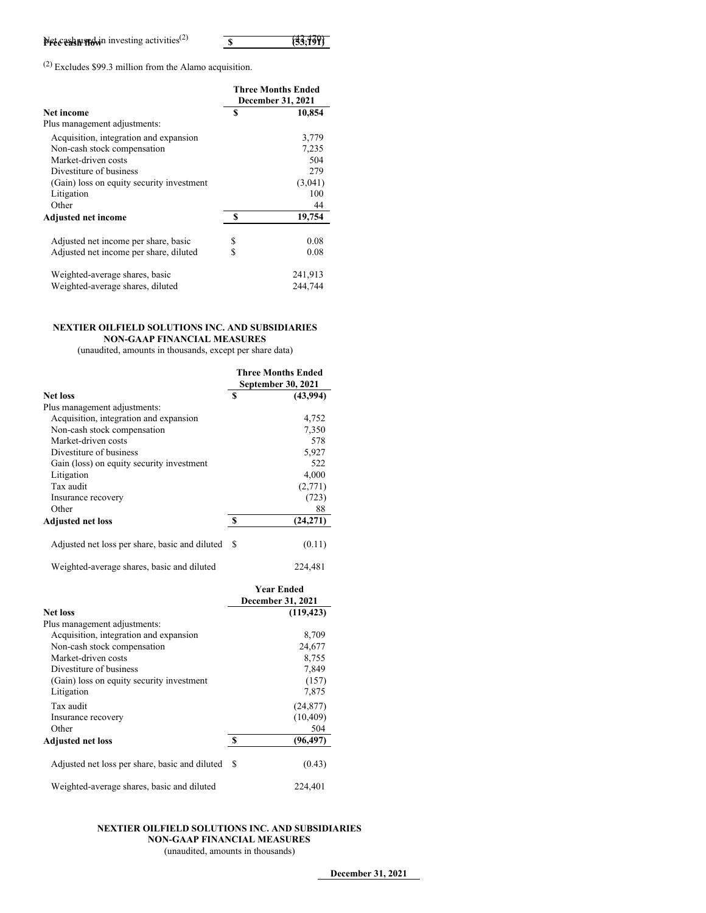| | | |
|---|---|---|
| Net cash used in investing activities[(2)] | $ | (43,470) |
| Free cash flow | $ | (53,191) |

[(2)] Excludes $99.3 million from the Alamo acquisition.

| | | Three Months Ended December 31, 2021 |
|---|---|---|
| **Net income** | $ | **10,854** |
| Plus management adjustments: | | |
| Acquisition, integration and expansion | | 3,779 |
| Non-cash stock compensation | | 7,235 |
| Market-driven costs | | 504 |
| Divestiture of business | | 279 |
| (Gain) loss on equity security investment | | (3,041) |
| Litigation | | 100 |
| Other | | 44 |
| **Adjusted net income** | $ | **19,754** |
| | | |
| Adjusted net income per share, basic | $ | 0.08 |
| Adjusted net income per share, diluted | $ | 0.08 |
| | | |
| Weighted-average shares, basic | | 241,913 |
| Weighted-average shares, diluted | | 244,744 |

**NEXTIER OILFIELD SOLUTIONS INC. AND SUBSIDIARIES**
**NON-GAAP FINANCIAL MEASURES**
(unaudited, amounts in thousands, except per share data)

| | | Three Months Ended September 30, 2021 |
|---|---|---|
| **Net loss** | $ | **(43,994)** |
| Plus management adjustments: | | |
| Acquisition, integration and expansion | | 4,752 |
| Non-cash stock compensation | | 7,350 |
| Market-driven costs | | 578 |
| Divestiture of business | | 5,927 |
| Gain (loss) on equity security investment | | 522 |
| Litigation | | 4,000 |
| Tax audit | | (2,771) |
| Insurance recovery | | (723) |
| Other | | 88 |
| **Adjusted net loss** | $ | **(24,271)** |
| | | |
| Adjusted net loss per share, basic and diluted | $ | (0.11) |
| | | |
| Weighted-average shares, basic and diluted | | 224,481 |

| | | Year Ended December 31, 2021 |
|---|---|---|
| **Net loss** | | **(119,423)** |
| Plus management adjustments: | | |
| Acquisition, integration and expansion | | 8,709 |
| Non-cash stock compensation | | 24,677 |
| Market-driven costs | | 8,755 |
| Divestiture of business | | 7,849 |
| (Gain) loss on equity security investment | | (157) |
| Litigation | | 7,875 |
| Tax audit | | (24,877) |
| Insurance recovery | | (10,409) |
| Other | | 504 |
| **Adjusted net loss** | $ | **(96,497)** |
| | | |
| Adjusted net loss per share, basic and diluted | $ | (0.43) |
| | | |
| Weighted-average shares, basic and diluted | | 224,401 |

**NEXTIER OILFIELD SOLUTIONS INC. AND SUBSIDIARIES**
**NON-GAAP FINANCIAL MEASURES**
(unaudited, amounts in thousands)

**December 31, 2021**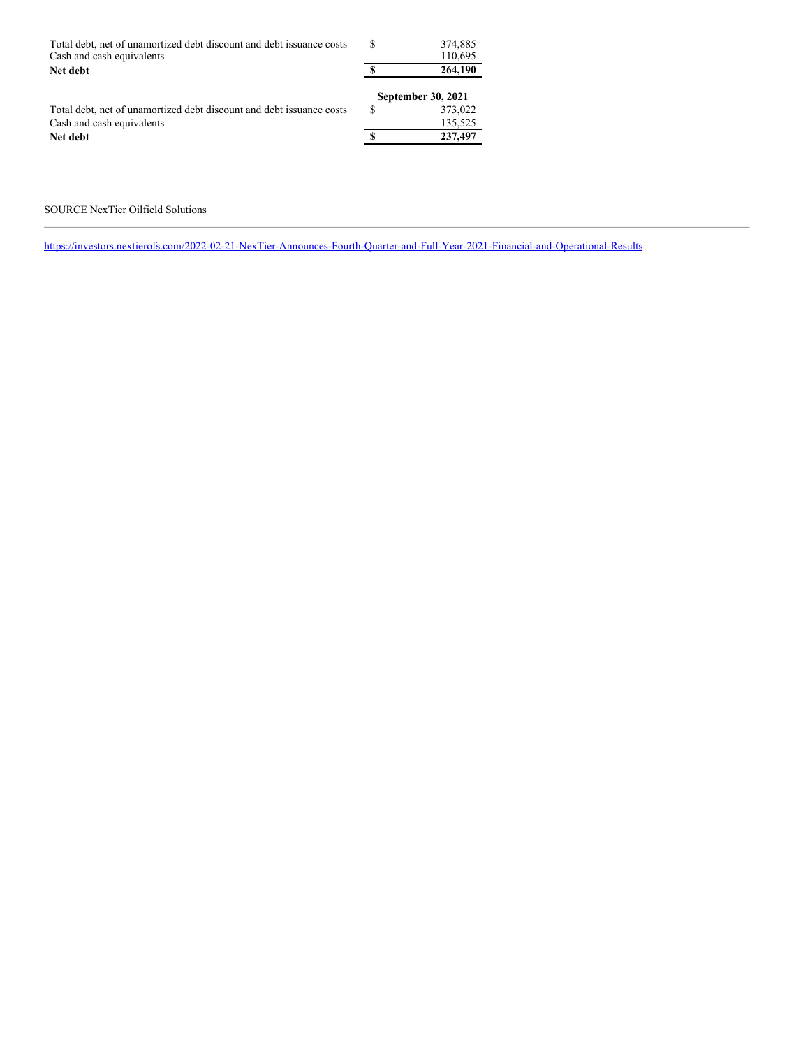| | | |
|---|---|---|
| Total debt, net of unamortized debt discount and debt issuance costs | $ | 374,885 |
| Cash and cash equivalents | | 110,695 |
| **Net debt** | **$** | **264,190** |

| | **September 30, 2021** | |
|---|---|---|
| Total debt, net of unamortized debt discount and debt issuance costs | $ | 373,022 |
| Cash and cash equivalents | | 135,525 |
| **Net debt** | **$** | **237,497** |

SOURCE NexTier Oilfield Solutions

https://investors.nextierofs.com/2022-02-21-NexTier-Announces-Fourth-Quarter-and-Full-Year-2021-Financial-and-Operational-Results